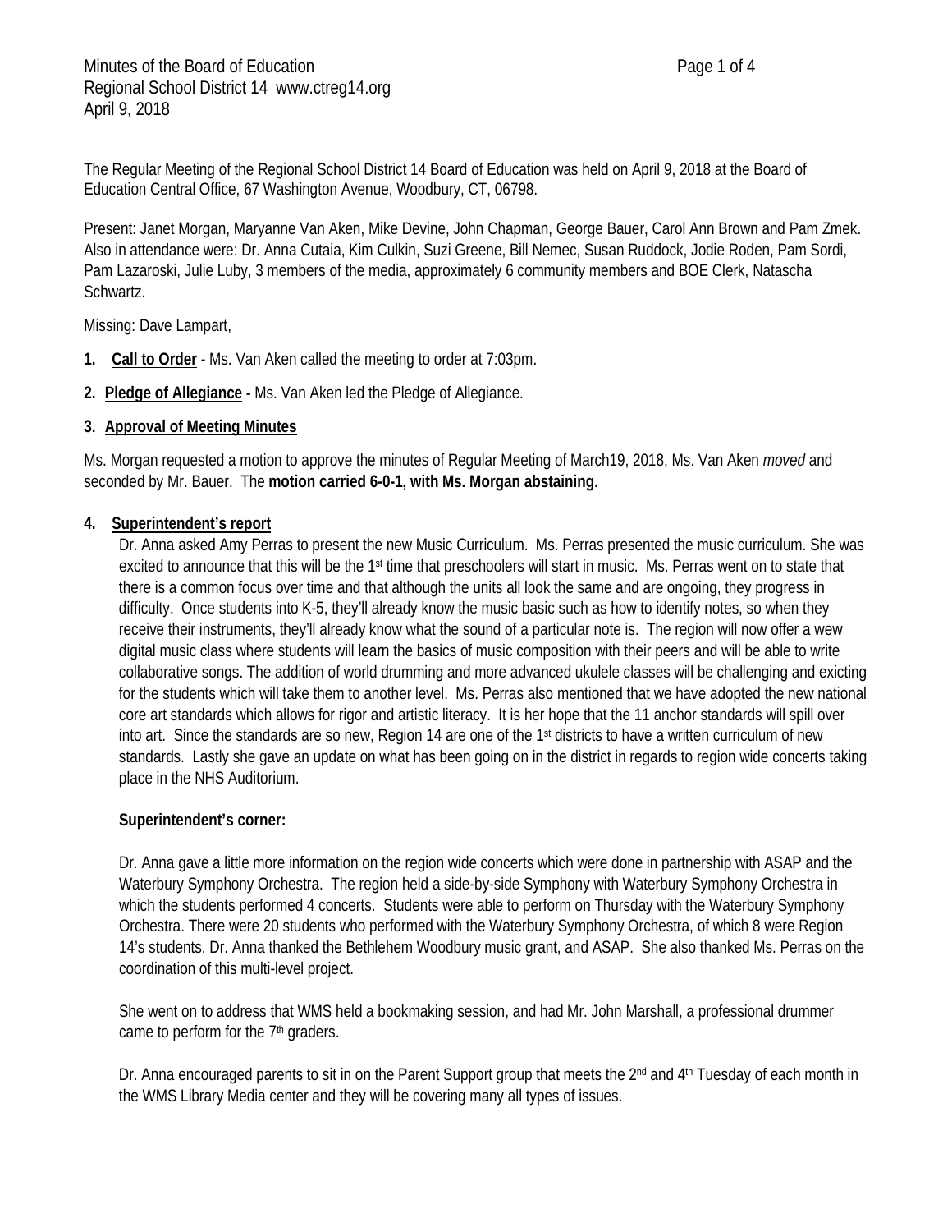Minutes of the Board of Education
Regional School District 14 www.ctreg14.org
April 9, 2018

The Regular Meeting of the Regional School District 14 Board of Education was held on April 9, 2018 at the Board of Education Central Office, 67 Washington Avenue, Woodbury, CT, 06798.

Present: Janet Morgan, Maryanne Van Aken, Mike Devine, John Chapman, George Bauer, Carol Ann Brown and Pam Zmek. Also in attendance were: Dr. Anna Cutaia, Kim Culkin, Suzi Greene, Bill Nemec, Susan Ruddock, Jodie Roden, Pam Sordi, Pam Lazaroski, Julie Luby, 3 members of the media, approximately 6 community members and BOE Clerk, Natascha Schwartz.

Missing: Dave Lampart,

1. **Call to Order** - Ms. Van Aken called the meeting to order at 7:03pm.

2. **Pledge of Allegiance -** Ms. Van Aken led the Pledge of Allegiance.

3. **Approval of Meeting Minutes**

Ms. Morgan requested a motion to approve the minutes of Regular Meeting of March19, 2018, Ms. Van Aken *moved* and seconded by Mr. Bauer. The **motion carried 6-0-1, with Ms. Morgan abstaining.**

4. **Superintendent's report**

Dr. Anna asked Amy Perras to present the new Music Curriculum. Ms. Perras presented the music curriculum. She was excited to announce that this will be the 1st time that preschoolers will start in music. Ms. Perras went on to state that there is a common focus over time and that although the units all look the same and are ongoing, they progress in difficulty. Once students into K-5, they'll already know the music basic such as how to identify notes, so when they receive their instruments, they'll already know what the sound of a particular note is. The region will now offer a wew digital music class where students will learn the basics of music composition with their peers and will be able to write collaborative songs. The addition of world drumming and more advanced ukulele classes will be challenging and exicting for the students which will take them to another level. Ms. Perras also mentioned that we have adopted the new national core art standards which allows for rigor and artistic literacy. It is her hope that the 11 anchor standards will spill over into art. Since the standards are so new, Region 14 are one of the 1st districts to have a written curriculum of new standards. Lastly she gave an update on what has been going on in the district in regards to region wide concerts taking place in the NHS Auditorium.

**Superintendent's corner:**

Dr. Anna gave a little more information on the region wide concerts which were done in partnership with ASAP and the Waterbury Symphony Orchestra. The region held a side-by-side Symphony with Waterbury Symphony Orchestra in which the students performed 4 concerts. Students were able to perform on Thursday with the Waterbury Symphony Orchestra. There were 20 students who performed with the Waterbury Symphony Orchestra, of which 8 were Region 14's students. Dr. Anna thanked the Bethlehem Woodbury music grant, and ASAP. She also thanked Ms. Perras on the coordination of this multi-level project.

She went on to address that WMS held a bookmaking session, and had Mr. John Marshall, a professional drummer came to perform for the 7th graders.

Dr. Anna encouraged parents to sit in on the Parent Support group that meets the 2nd and 4th Tuesday of each month in the WMS Library Media center and they will be covering many all types of issues.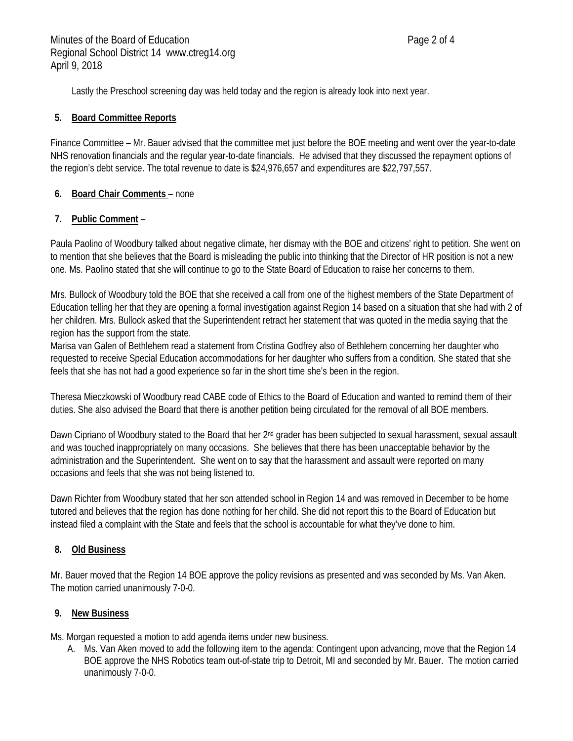Lastly the Preschool screening day was held today and the region is already look into next year.

**5. Board Committee Reports**

Finance Committee – Mr. Bauer advised that the committee met just before the BOE meeting and went over the year-to-date NHS renovation financials and the regular year-to-date financials. He advised that they discussed the repayment options of the region's debt service. The total revenue to date is $24,976,657 and expenditures are $22,797,557.

**6. Board Chair Comments** – none

**7. Public Comment** –

Paula Paolino of Woodbury talked about negative climate, her dismay with the BOE and citizens' right to petition. She went on to mention that she believes that the Board is misleading the public into thinking that the Director of HR position is not a new one. Ms. Paolino stated that she will continue to go to the State Board of Education to raise her concerns to them.

Mrs. Bullock of Woodbury told the BOE that she received a call from one of the highest members of the State Department of Education telling her that they are opening a formal investigation against Region 14 based on a situation that she had with 2 of her children. Mrs. Bullock asked that the Superintendent retract her statement that was quoted in the media saying that the region has the support from the state.

Marisa van Galen of Bethlehem read a statement from Cristina Godfrey also of Bethlehem concerning her daughter who requested to receive Special Education accommodations for her daughter who suffers from a condition. She stated that she feels that she has not had a good experience so far in the short time she's been in the region.

Theresa Mieczkowski of Woodbury read CABE code of Ethics to the Board of Education and wanted to remind them of their duties. She also advised the Board that there is another petition being circulated for the removal of all BOE members.

Dawn Cipriano of Woodbury stated to the Board that her 2nd grader has been subjected to sexual harassment, sexual assault and was touched inappropriately on many occasions. She believes that there has been unacceptable behavior by the administration and the Superintendent. She went on to say that the harassment and assault were reported on many occasions and feels that she was not being listened to.

Dawn Richter from Woodbury stated that her son attended school in Region 14 and was removed in December to be home tutored and believes that the region has done nothing for her child. She did not report this to the Board of Education but instead filed a complaint with the State and feels that the school is accountable for what they've done to him.

**8. Old Business**

Mr. Bauer moved that the Region 14 BOE approve the policy revisions as presented and was seconded by Ms. Van Aken. The motion carried unanimously 7-0-0.

**9. New Business**

Ms. Morgan requested a motion to add agenda items under new business.

A. Ms. Van Aken moved to add the following item to the agenda: Contingent upon advancing, move that the Region 14 BOE approve the NHS Robotics team out-of-state trip to Detroit, MI and seconded by Mr. Bauer. The motion carried unanimously 7-0-0.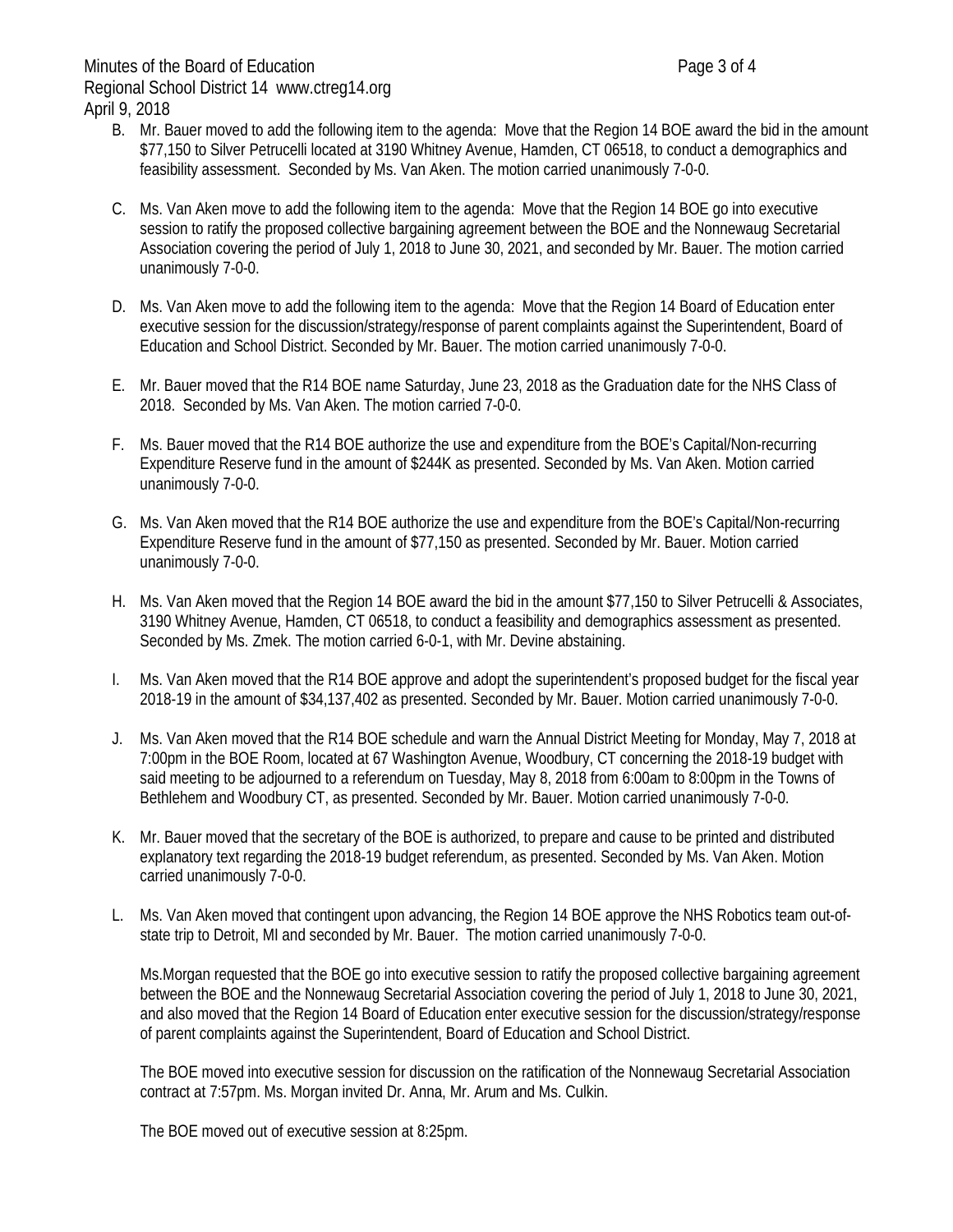B. Mr. Bauer moved to add the following item to the agenda: Move that the Region 14 BOE award the bid in the amount $77,150 to Silver Petrucelli located at 3190 Whitney Avenue, Hamden, CT 06518, to conduct a demographics and feasibility assessment. Seconded by Ms. Van Aken. The motion carried unanimously 7-0-0.

C. Ms. Van Aken move to add the following item to the agenda: Move that the Region 14 BOE go into executive session to ratify the proposed collective bargaining agreement between the BOE and the Nonnewaug Secretarial Association covering the period of July 1, 2018 to June 30, 2021, and seconded by Mr. Bauer. The motion carried unanimously 7-0-0.

D. Ms. Van Aken move to add the following item to the agenda: Move that the Region 14 Board of Education enter executive session for the discussion/strategy/response of parent complaints against the Superintendent, Board of Education and School District. Seconded by Mr. Bauer. The motion carried unanimously 7-0-0.

E. Mr. Bauer moved that the R14 BOE name Saturday, June 23, 2018 as the Graduation date for the NHS Class of 2018. Seconded by Ms. Van Aken. The motion carried 7-0-0.

F. Ms. Bauer moved that the R14 BOE authorize the use and expenditure from the BOE's Capital/Non-recurring Expenditure Reserve fund in the amount of $244K as presented. Seconded by Ms. Van Aken. Motion carried unanimously 7-0-0.

G. Ms. Van Aken moved that the R14 BOE authorize the use and expenditure from the BOE's Capital/Non-recurring Expenditure Reserve fund in the amount of $77,150 as presented. Seconded by Mr. Bauer. Motion carried unanimously 7-0-0.

H. Ms. Van Aken moved that the Region 14 BOE award the bid in the amount $77,150 to Silver Petrucelli & Associates, 3190 Whitney Avenue, Hamden, CT 06518, to conduct a feasibility and demographics assessment as presented. Seconded by Ms. Zmek. The motion carried 6-0-1, with Mr. Devine abstaining.

I. Ms. Van Aken moved that the R14 BOE approve and adopt the superintendent's proposed budget for the fiscal year 2018-19 in the amount of $34,137,402 as presented. Seconded by Mr. Bauer. Motion carried unanimously 7-0-0.

J. Ms. Van Aken moved that the R14 BOE schedule and warn the Annual District Meeting for Monday, May 7, 2018 at 7:00pm in the BOE Room, located at 67 Washington Avenue, Woodbury, CT concerning the 2018-19 budget with said meeting to be adjourned to a referendum on Tuesday, May 8, 2018 from 6:00am to 8:00pm in the Towns of Bethlehem and Woodbury CT, as presented. Seconded by Mr. Bauer. Motion carried unanimously 7-0-0.

K. Mr. Bauer moved that the secretary of the BOE is authorized, to prepare and cause to be printed and distributed explanatory text regarding the 2018-19 budget referendum, as presented. Seconded by Ms. Van Aken. Motion carried unanimously 7-0-0.

L. Ms. Van Aken moved that contingent upon advancing, the Region 14 BOE approve the NHS Robotics team out-of-state trip to Detroit, MI and seconded by Mr. Bauer. The motion carried unanimously 7-0-0.

   Ms.Morgan requested that the BOE go into executive session to ratify the proposed collective bargaining agreement between the BOE and the Nonnewaug Secretarial Association covering the period of July 1, 2018 to June 30, 2021, and also moved that the Region 14 Board of Education enter executive session for the discussion/strategy/response of parent complaints against the Superintendent, Board of Education and School District.

   The BOE moved into executive session for discussion on the ratification of the Nonnewaug Secretarial Association contract at 7:57pm. Ms. Morgan invited Dr. Anna, Mr. Arum and Ms. Culkin.

   The BOE moved out of executive session at 8:25pm.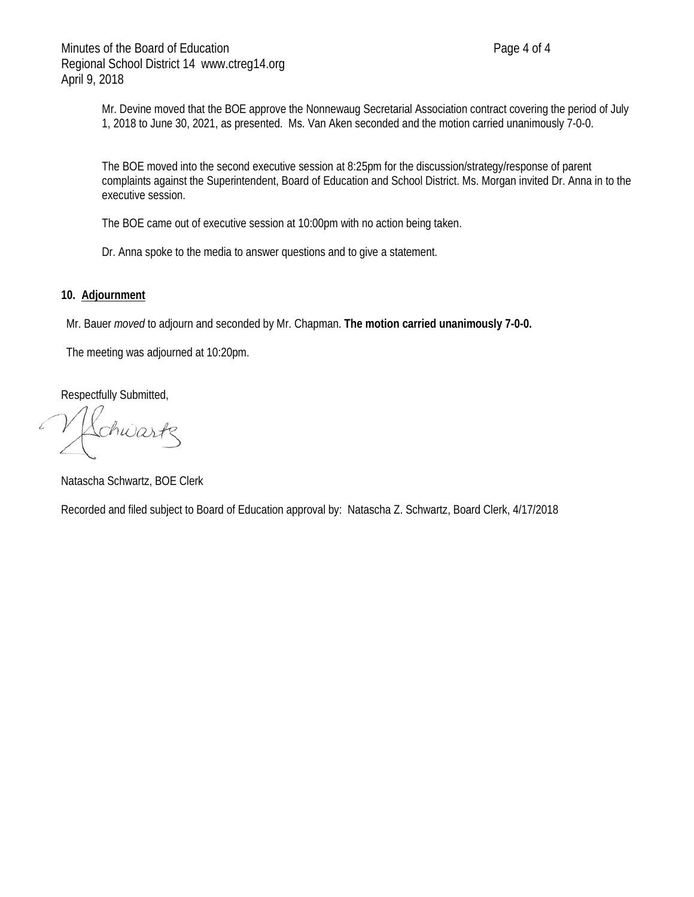Mr. Devine moved that the BOE approve the Nonnewaug Secretarial Association contract covering the period of July 1, 2018 to June 30, 2021, as presented. Ms. Van Aken seconded and the motion carried unanimously 7-0-0.

The BOE moved into the second executive session at 8:25pm for the discussion/strategy/response of parent complaints against the Superintendent, Board of Education and School District. Ms. Morgan invited Dr. Anna in to the executive session.

The BOE came out of executive session at 10:00pm with no action being taken.

Dr. Anna spoke to the media to answer questions and to give a statement.

**10. Adjournment**

Mr. Bauer *moved* to adjourn and seconded by Mr. Chapman. **The motion carried unanimously 7-0-0.**

The meeting was adjourned at 10:20pm.

Respectfully Submitted,

N Schwartz

Natascha Schwartz, BOE Clerk

Recorded and filed subject to Board of Education approval by: Natascha Z. Schwartz, Board Clerk, 4/17/2018